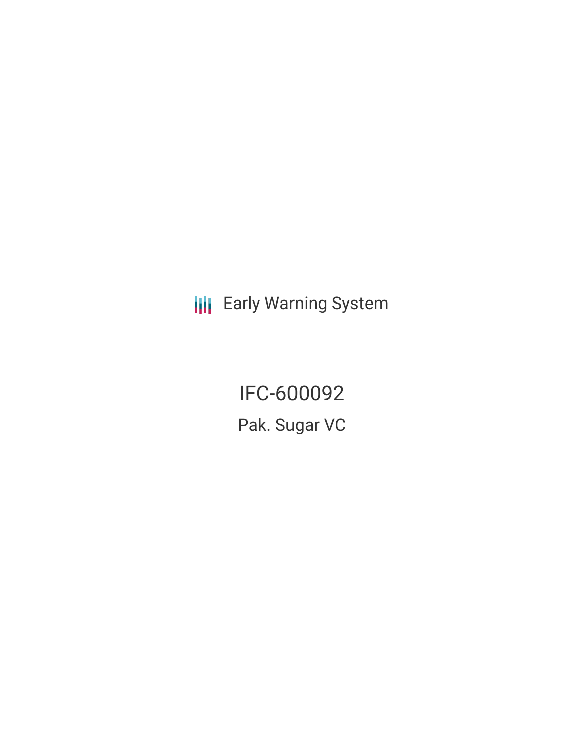Early Warning System

# IFC-600092

## Pak. Sugar VC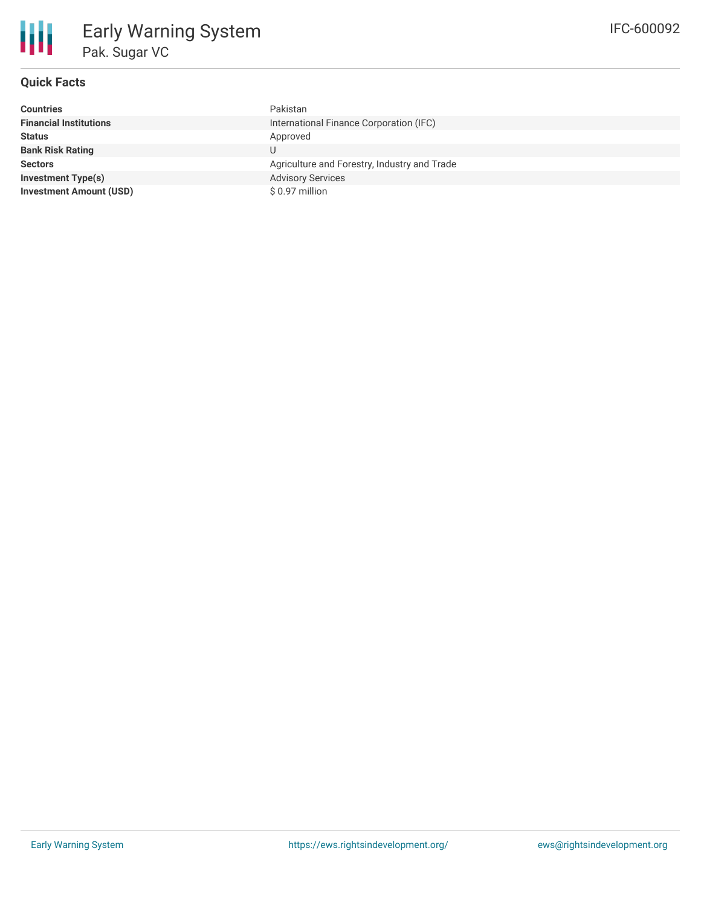# Early Warning System

## Pak. Sugar VC

IFC-600092

### Quick Facts

| | |
|---|---|
| **Countries** | Pakistan |
| **Financial Institutions** | International Finance Corporation (IFC) |
| **Status** | Approved |
| **Bank Risk Rating** | U |
| **Sectors** | Agriculture and Forestry, Industry and Trade |
| **Investment Type(s)** | Advisory Services |
| **Investment Amount (USD)** | $ 0.97 million |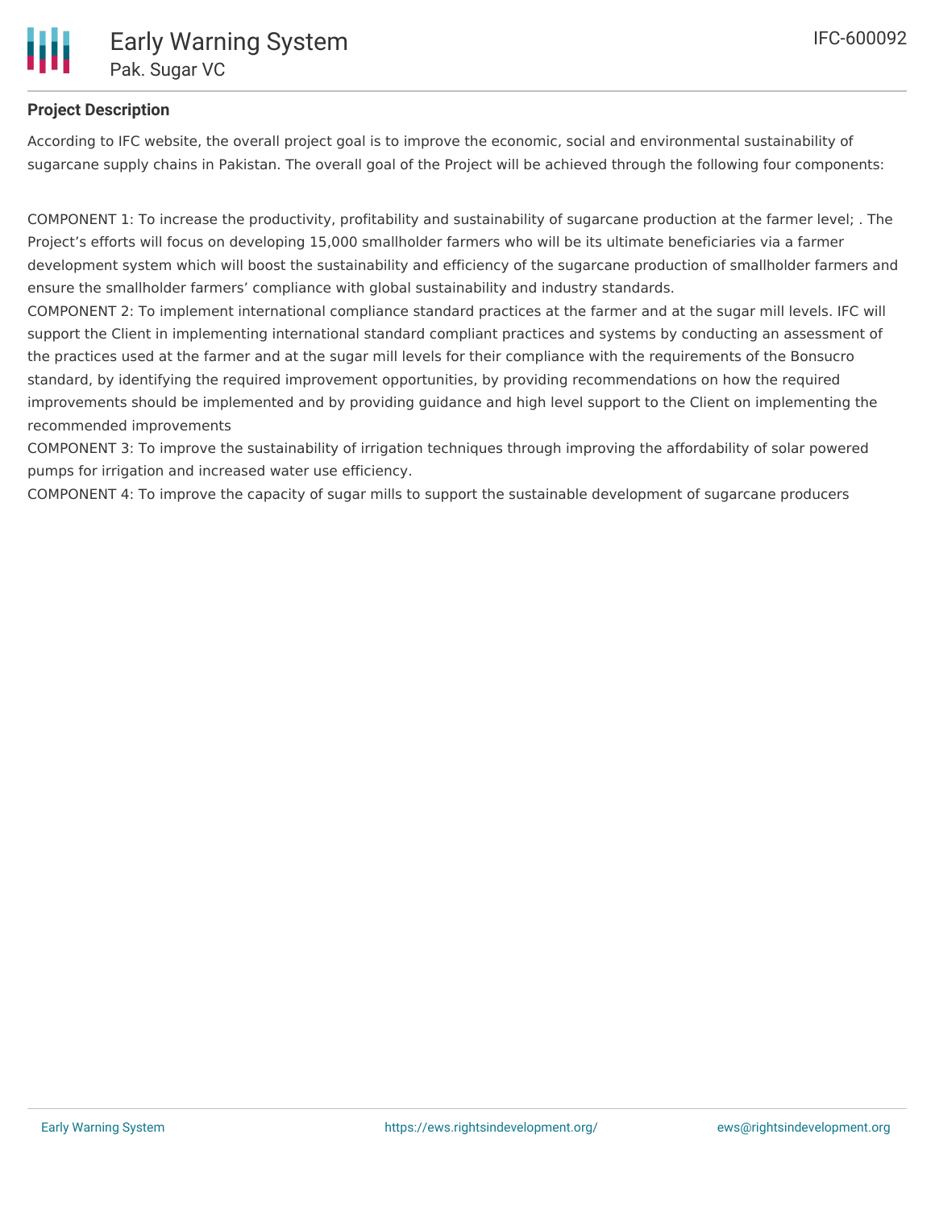**Project Description**

According to IFC website, the overall project goal is to improve the economic, social and environmental sustainability of sugarcane supply chains in Pakistan. The overall goal of the Project will be achieved through the following four components:

COMPONENT 1: To increase the productivity, profitability and sustainability of sugarcane production at the farmer level; . The Project's efforts will focus on developing 15,000 smallholder farmers who will be its ultimate beneficiaries via a farmer development system which will boost the sustainability and efficiency of the sugarcane production of smallholder farmers and ensure the smallholder farmers' compliance with global sustainability and industry standards.

COMPONENT 2: To implement international compliance standard practices at the farmer and at the sugar mill levels. IFC will support the Client in implementing international standard compliant practices and systems by conducting an assessment of the practices used at the farmer and at the sugar mill levels for their compliance with the requirements of the Bonsucro standard, by identifying the required improvement opportunities, by providing recommendations on how the required improvements should be implemented and by providing guidance and high level support to the Client on implementing the recommended improvements

COMPONENT 3: To improve the sustainability of irrigation techniques through improving the affordability of solar powered pumps for irrigation and increased water use efficiency.

COMPONENT 4: To improve the capacity of sugar mills to support the sustainable development of sugarcane producers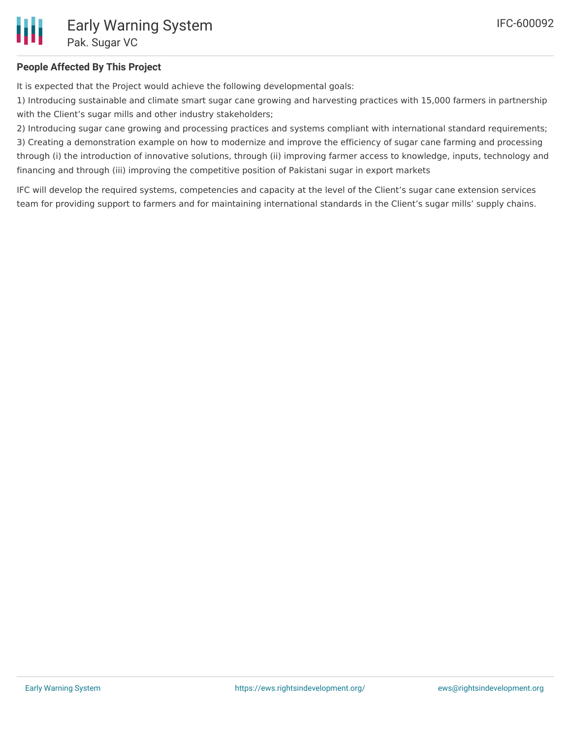### People Affected By This Project

It is expected that the Project would achieve the following developmental goals:

1) Introducing sustainable and climate smart sugar cane growing and harvesting practices with 15,000 farmers in partnership with the Client's sugar mills and other industry stakeholders;

2) Introducing sugar cane growing and processing practices and systems compliant with international standard requirements;

3) Creating a demonstration example on how to modernize and improve the efficiency of sugar cane farming and processing through (i) the introduction of innovative solutions, through (ii) improving farmer access to knowledge, inputs, technology and financing and through (iii) improving the competitive position of Pakistani sugar in export markets

IFC will develop the required systems, competencies and capacity at the level of the Client's sugar cane extension services team for providing support to farmers and for maintaining international standards in the Client's sugar mills' supply chains.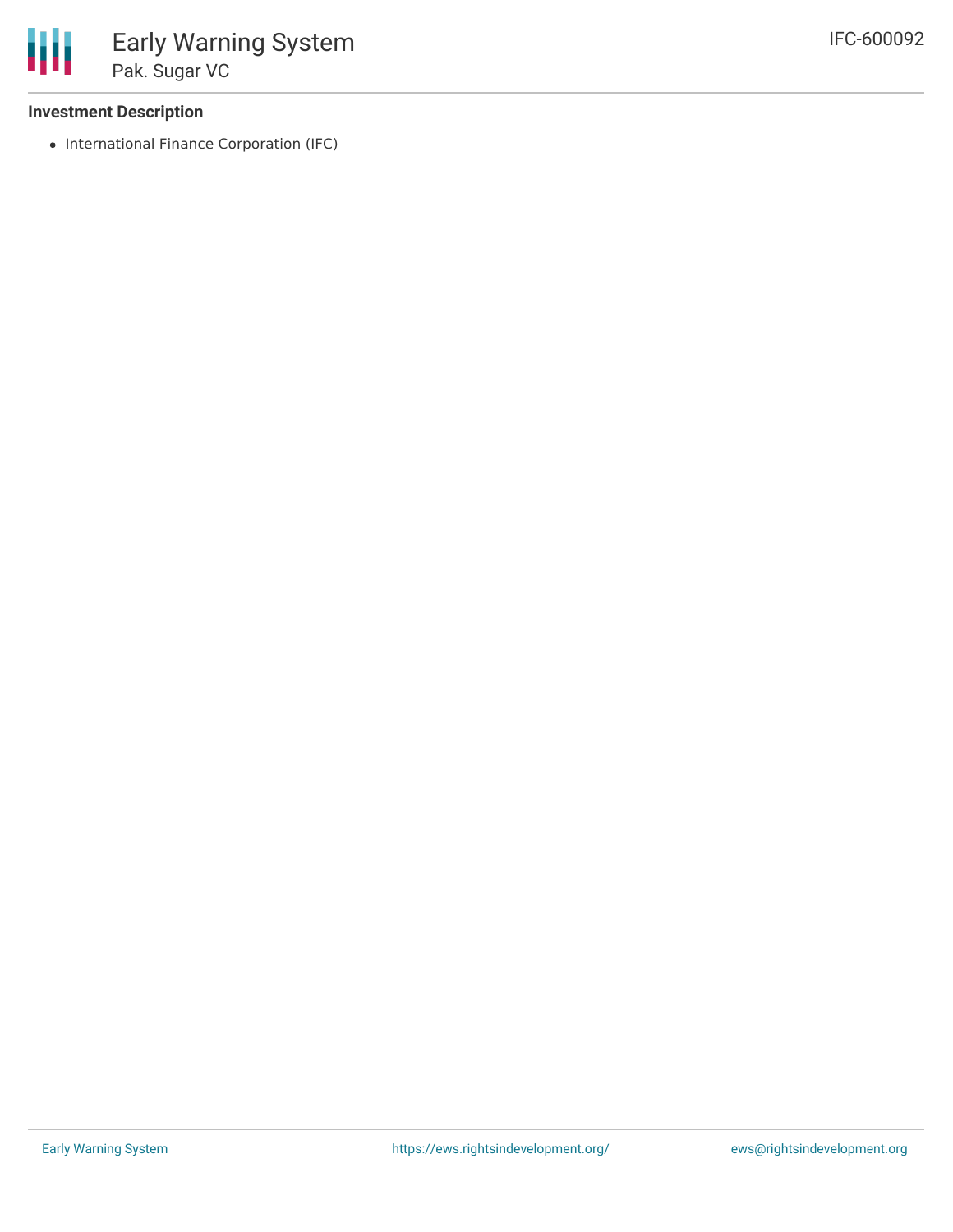### Investment Description

- International Finance Corporation (IFC)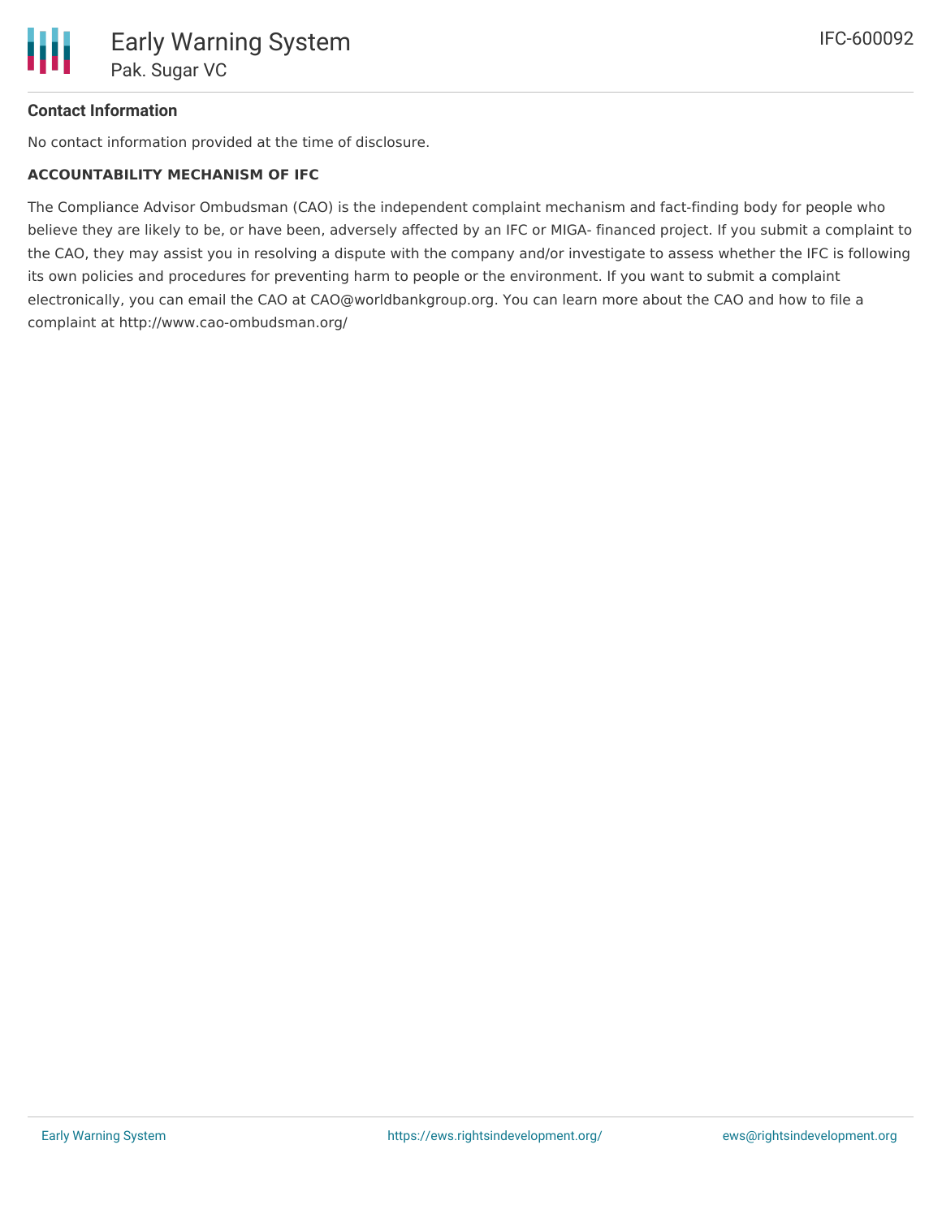**Contact Information**

No contact information provided at the time of disclosure.

**ACCOUNTABILITY MECHANISM OF IFC**

The Compliance Advisor Ombudsman (CAO) is the independent complaint mechanism and fact-finding body for people who believe they are likely to be, or have been, adversely affected by an IFC or MIGA- financed project. If you submit a complaint to the CAO, they may assist you in resolving a dispute with the company and/or investigate to assess whether the IFC is following its own policies and procedures for preventing harm to people or the environment. If you want to submit a complaint electronically, you can email the CAO at CAO@worldbankgroup.org. You can learn more about the CAO and how to file a complaint at http://www.cao-ombudsman.org/